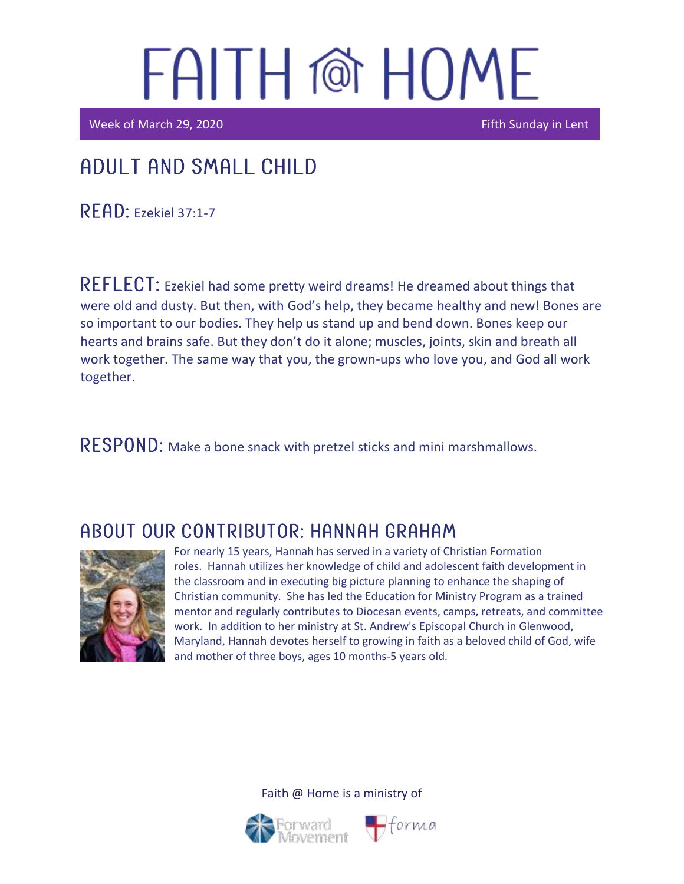# FAITH @ HOME

Week of March 29, 2020 — Fifth Sunday in Lent

## ADULT AND SMALL CHILD

**READ:** Ezekiel 37:1-7

**REFLECT:** Ezekiel had some pretty weird dreams! He dreamed about things that were old and dusty. But then, with God's help, they became healthy and new! Bones are so important to our bodies. They help us stand up and bend down. Bones keep our hearts and brains safe. But they don't do it alone; muscles, joints, skin and breath all work together. The same way that you, the grown-ups who love you, and God all work together.

**RESPOND:** Make a bone snack with pretzel sticks and mini marshmallows.

## ABOUT OUR CONTRIBUTOR: HANNAH GRAHAM

For nearly 15 years, Hannah has served in a variety of Christian Formation roles. Hannah utilizes her knowledge of child and adolescent faith development in the classroom and in executing big picture planning to enhance the shaping of Christian community. She has led the Education for Ministry Program as a trained mentor and regularly contributes to Diocesan events, camps, retreats, and committee work. In addition to her ministry at St. Andrew's Episcopal Church in Glenwood, Maryland, Hannah devotes herself to growing in faith as a beloved child of God, wife and mother of three boys, ages 10 months-5 years old.

Faith @ Home is a ministry of Forward Movement and forma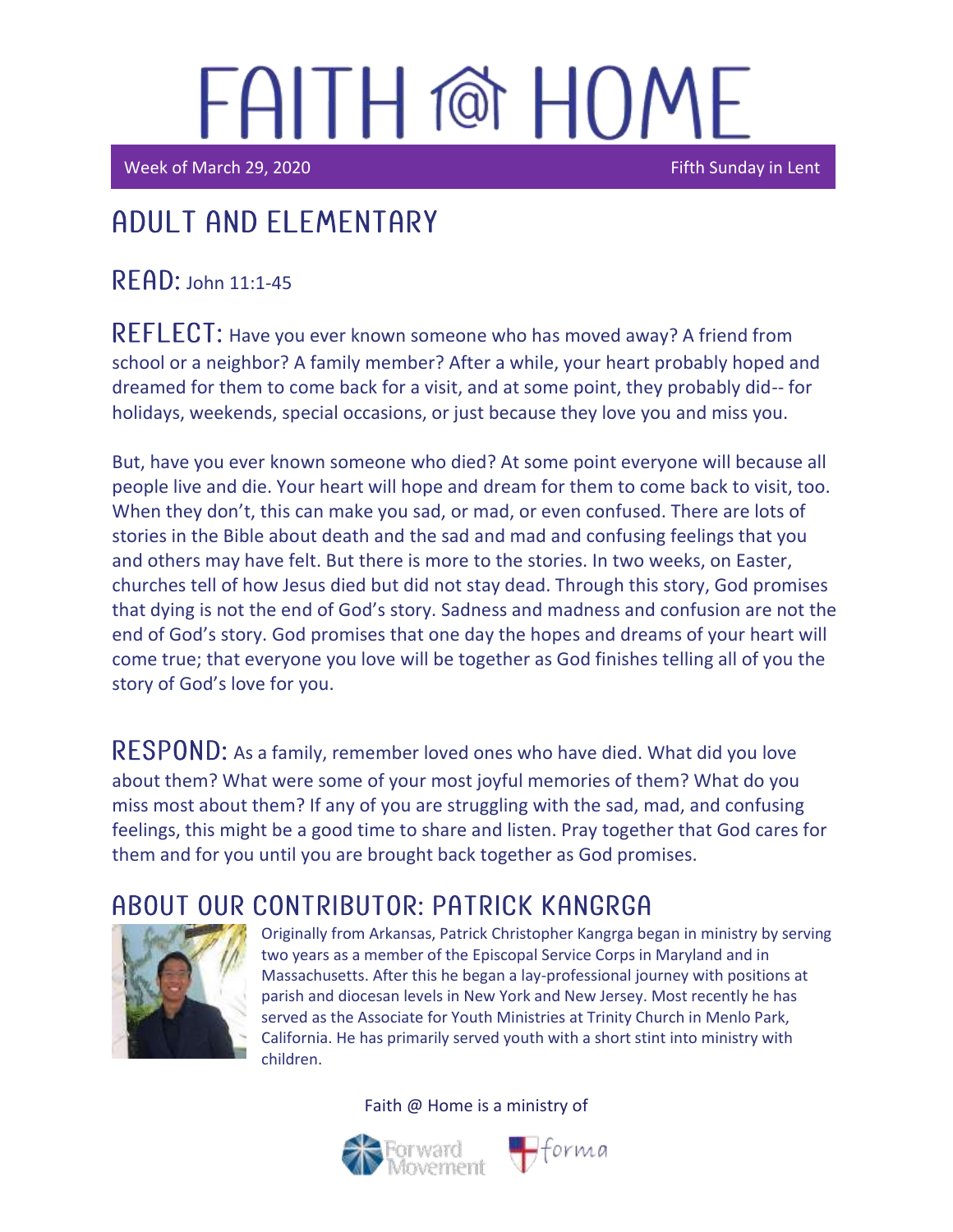# FAITH @ HOME

Week of March 29, 2020 Fifth Sunday in Lent

## ADULT AND ELEMENTARY

**READ:** John 11:1-45

**REFLECT:** Have you ever known someone who has moved away? A friend from school or a neighbor? A family member? After a while, your heart probably hoped and dreamed for them to come back for a visit, and at some point, they probably did-- for holidays, weekends, special occasions, or just because they love you and miss you.

But, have you ever known someone who died? At some point everyone will because all people live and die. Your heart will hope and dream for them to come back to visit, too. When they don't, this can make you sad, or mad, or even confused. There are lots of stories in the Bible about death and the sad and mad and confusing feelings that you and others may have felt. But there is more to the stories. In two weeks, on Easter, churches tell of how Jesus died but did not stay dead. Through this story, God promises that dying is not the end of God's story. Sadness and madness and confusion are not the end of God's story. God promises that one day the hopes and dreams of your heart will come true; that everyone you love will be together as God finishes telling all of you the story of God's love for you.

**RESPOND:** As a family, remember loved ones who have died. What did you love about them? What were some of your most joyful memories of them? What do you miss most about them? If any of you are struggling with the sad, mad, and confusing feelings, this might be a good time to share and listen. Pray together that God cares for them and for you until you are brought back together as God promises.

## ABOUT OUR CONTRIBUTOR: PATRICK KANGRGA

Originally from Arkansas, Patrick Christopher Kangrga began in ministry by serving two years as a member of the Episcopal Service Corps in Maryland and in Massachusetts. After this he began a lay-professional journey with positions at parish and diocesan levels in New York and New Jersey. Most recently he has served as the Associate for Youth Ministries at Trinity Church in Menlo Park, California. He has primarily served youth with a short stint into ministry with children.

Faith @ Home is a ministry of

Forward Movement forma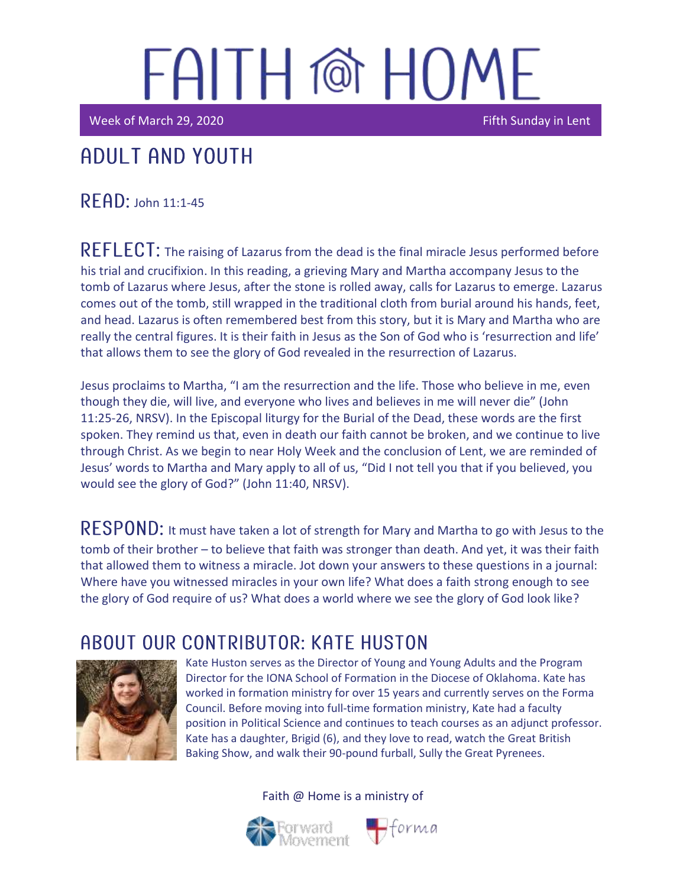# FAITH @ HOME

Week of March 29, 2020 | Fifth Sunday in Lent

## ADULT AND YOUTH

**READ:** John 11:1-45

**REFLECT:** The raising of Lazarus from the dead is the final miracle Jesus performed before his trial and crucifixion. In this reading, a grieving Mary and Martha accompany Jesus to the tomb of Lazarus where Jesus, after the stone is rolled away, calls for Lazarus to emerge. Lazarus comes out of the tomb, still wrapped in the traditional cloth from burial around his hands, feet, and head. Lazarus is often remembered best from this story, but it is Mary and Martha who are really the central figures. It is their faith in Jesus as the Son of God who is 'resurrection and life' that allows them to see the glory of God revealed in the resurrection of Lazarus.

Jesus proclaims to Martha, "I am the resurrection and the life. Those who believe in me, even though they die, will live, and everyone who lives and believes in me will never die" (John 11:25-26, NRSV). In the Episcopal liturgy for the Burial of the Dead, these words are the first spoken. They remind us that, even in death our faith cannot be broken, and we continue to live through Christ. As we begin to near Holy Week and the conclusion of Lent, we are reminded of Jesus' words to Martha and Mary apply to all of us, "Did I not tell you that if you believed, you would see the glory of God?" (John 11:40, NRSV).

**RESPOND:** It must have taken a lot of strength for Mary and Martha to go with Jesus to the tomb of their brother – to believe that faith was stronger than death. And yet, it was their faith that allowed them to witness a miracle. Jot down your answers to these questions in a journal: Where have you witnessed miracles in your own life? What does a faith strong enough to see the glory of God require of us? What does a world where we see the glory of God look like?

## ABOUT OUR CONTRIBUTOR: KATE HUSTON

Kate Huston serves as the Director of Young and Young Adults and the Program Director for the IONA School of Formation in the Diocese of Oklahoma. Kate has worked in formation ministry for over 15 years and currently serves on the Forma Council. Before moving into full-time formation ministry, Kate had a faculty position in Political Science and continues to teach courses as an adjunct professor. Kate has a daughter, Brigid (6), and they love to read, watch the Great British Baking Show, and walk their 90-pound furball, Sully the Great Pyrenees.

Faith @ Home is a ministry of

Forward Movement | forma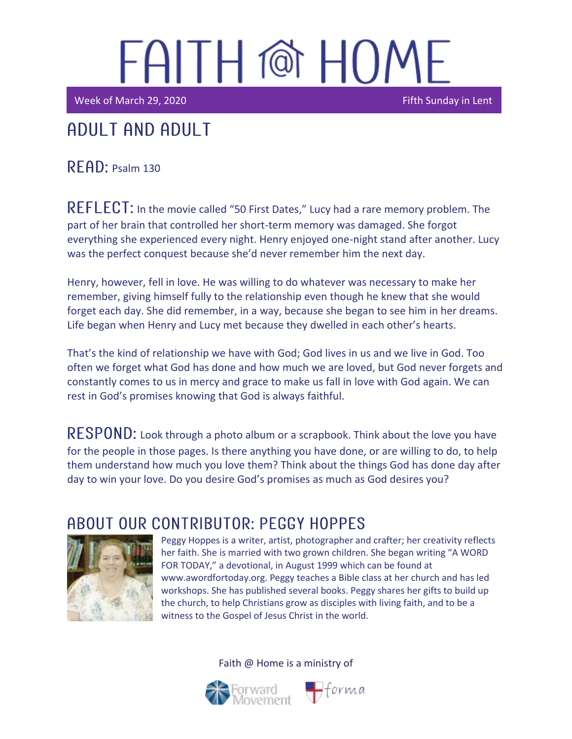# FAITH @ HOME

Week of March 29, 2020 Fifth Sunday in Lent

## ADULT AND ADULT

**READ:** Psalm 130

**REFLECT:** In the movie called "50 First Dates," Lucy had a rare memory problem. The part of her brain that controlled her short-term memory was damaged. She forgot everything she experienced every night. Henry enjoyed one-night stand after another. Lucy was the perfect conquest because she'd never remember him the next day.

Henry, however, fell in love. He was willing to do whatever was necessary to make her remember, giving himself fully to the relationship even though he knew that she would forget each day. She did remember, in a way, because she began to see him in her dreams. Life began when Henry and Lucy met because they dwelled in each other's hearts.

That's the kind of relationship we have with God; God lives in us and we live in God. Too often we forget what God has done and how much we are loved, but God never forgets and constantly comes to us in mercy and grace to make us fall in love with God again. We can rest in God's promises knowing that God is always faithful.

**RESPOND:** Look through a photo album or a scrapbook. Think about the love you have for the people in those pages. Is there anything you have done, or are willing to do, to help them understand how much you love them? Think about the things God has done day after day to win your love. Do you desire God's promises as much as God desires you?

## ABOUT OUR CONTRIBUTOR: PEGGY HOPPES

Peggy Hoppes is a writer, artist, photographer and crafter; her creativity reflects her faith. She is married with two grown children. She began writing "A WORD FOR TODAY," a devotional, in August 1999 which can be found at www.awordfortoday.org. Peggy teaches a Bible class at her church and has led workshops. She has published several books. Peggy shares her gifts to build up the church, to help Christians grow as disciples with living faith, and to be a witness to the Gospel of Jesus Christ in the world.

Faith @ Home is a ministry of

Forward Movement forma